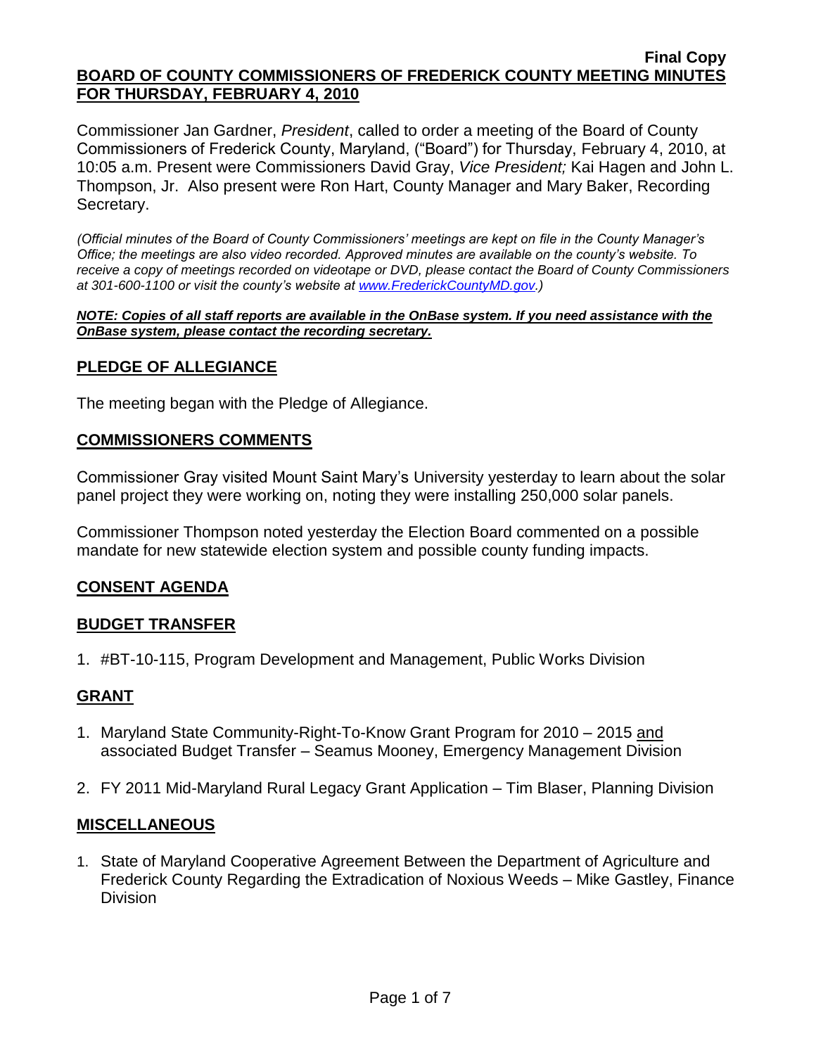**Final Copy**

**BOARD OF COUNTY COMMISSIONERS OF FREDERICK COUNTY MEETING MINUTES FOR THURSDAY, FEBRUARY 4, 2010**

Commissioner Jan Gardner, *President*, called to order a meeting of the Board of County Commissioners of Frederick County, Maryland, ("Board") for Thursday, February 4, 2010, at 10:05 a.m. Present were Commissioners David Gray, *Vice President;* Kai Hagen and John L. Thompson, Jr. Also present were Ron Hart, County Manager and Mary Baker, Recording Secretary.

*(Official minutes of the Board of County Commissioners' meetings are kept on file in the County Manager's Office; the meetings are also video recorded. Approved minutes are available on the county's website. To receive a copy of meetings recorded on videotape or DVD, please contact the Board of County Commissioners at 301-600-1100 or visit the county's website at www.FrederickCountyMD.gov.)*

***NOTE: Copies of all staff reports are available in the OnBase system. If you need assistance with the OnBase system, please contact the recording secretary.***

## PLEDGE OF ALLEGIANCE

The meeting began with the Pledge of Allegiance.

## COMMISSIONERS COMMENTS

Commissioner Gray visited Mount Saint Mary's University yesterday to learn about the solar panel project they were working on, noting they were installing 250,000 solar panels.

Commissioner Thompson noted yesterday the Election Board commented on a possible mandate for new statewide election system and possible county funding impacts.

## CONSENT AGENDA

## BUDGET TRANSFER

1. #BT-10-115, Program Development and Management, Public Works Division

## GRANT

1. Maryland State Community-Right-To-Know Grant Program for 2010 – 2015 and associated Budget Transfer – Seamus Mooney, Emergency Management Division
2. FY 2011 Mid-Maryland Rural Legacy Grant Application – Tim Blaser, Planning Division

## MISCELLANEOUS

1. State of Maryland Cooperative Agreement Between the Department of Agriculture and Frederick County Regarding the Extradication of Noxious Weeds – Mike Gastley, Finance Division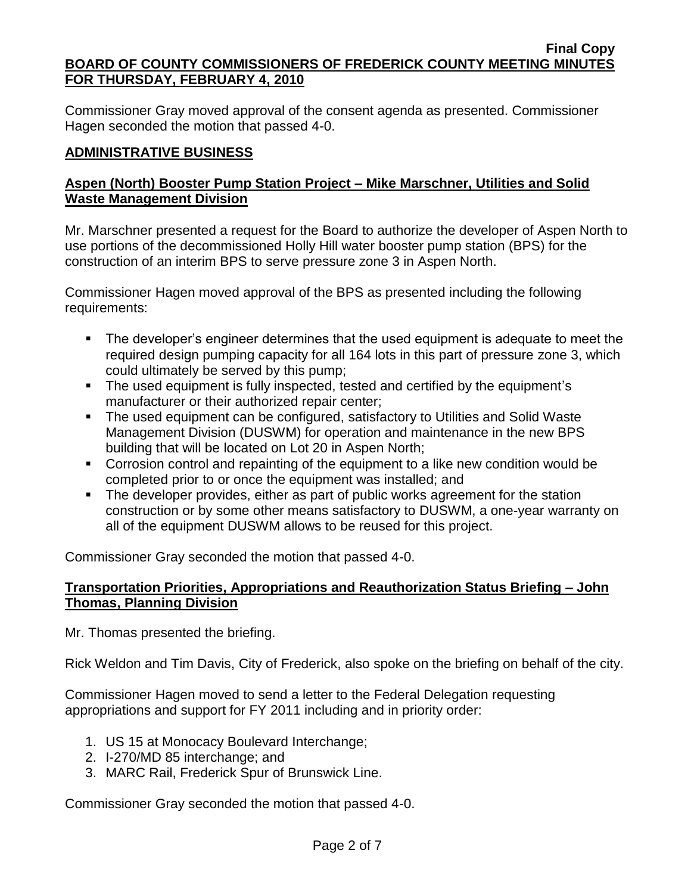Commissioner Gray moved approval of the consent agenda as presented. Commissioner Hagen seconded the motion that passed 4-0.

## ADMINISTRATIVE BUSINESS

### Aspen (North) Booster Pump Station Project – Mike Marschner, Utilities and Solid Waste Management Division

Mr. Marschner presented a request for the Board to authorize the developer of Aspen North to use portions of the decommissioned Holly Hill water booster pump station (BPS) for the construction of an interim BPS to serve pressure zone 3 in Aspen North.

Commissioner Hagen moved approval of the BPS as presented including the following requirements:

- The developer's engineer determines that the used equipment is adequate to meet the required design pumping capacity for all 164 lots in this part of pressure zone 3, which could ultimately be served by this pump;
- The used equipment is fully inspected, tested and certified by the equipment's manufacturer or their authorized repair center;
- The used equipment can be configured, satisfactory to Utilities and Solid Waste Management Division (DUSWM) for operation and maintenance in the new BPS building that will be located on Lot 20 in Aspen North;
- Corrosion control and repainting of the equipment to a like new condition would be completed prior to or once the equipment was installed; and
- The developer provides, either as part of public works agreement for the station construction or by some other means satisfactory to DUSWM, a one-year warranty on all of the equipment DUSWM allows to be reused for this project.

Commissioner Gray seconded the motion that passed 4-0.

### Transportation Priorities, Appropriations and Reauthorization Status Briefing – John Thomas, Planning Division

Mr. Thomas presented the briefing.

Rick Weldon and Tim Davis, City of Frederick, also spoke on the briefing on behalf of the city.

Commissioner Hagen moved to send a letter to the Federal Delegation requesting appropriations and support for FY 2011 including and in priority order:

1. US 15 at Monocacy Boulevard Interchange;
2. I-270/MD 85 interchange; and
3. MARC Rail, Frederick Spur of Brunswick Line.

Commissioner Gray seconded the motion that passed 4-0.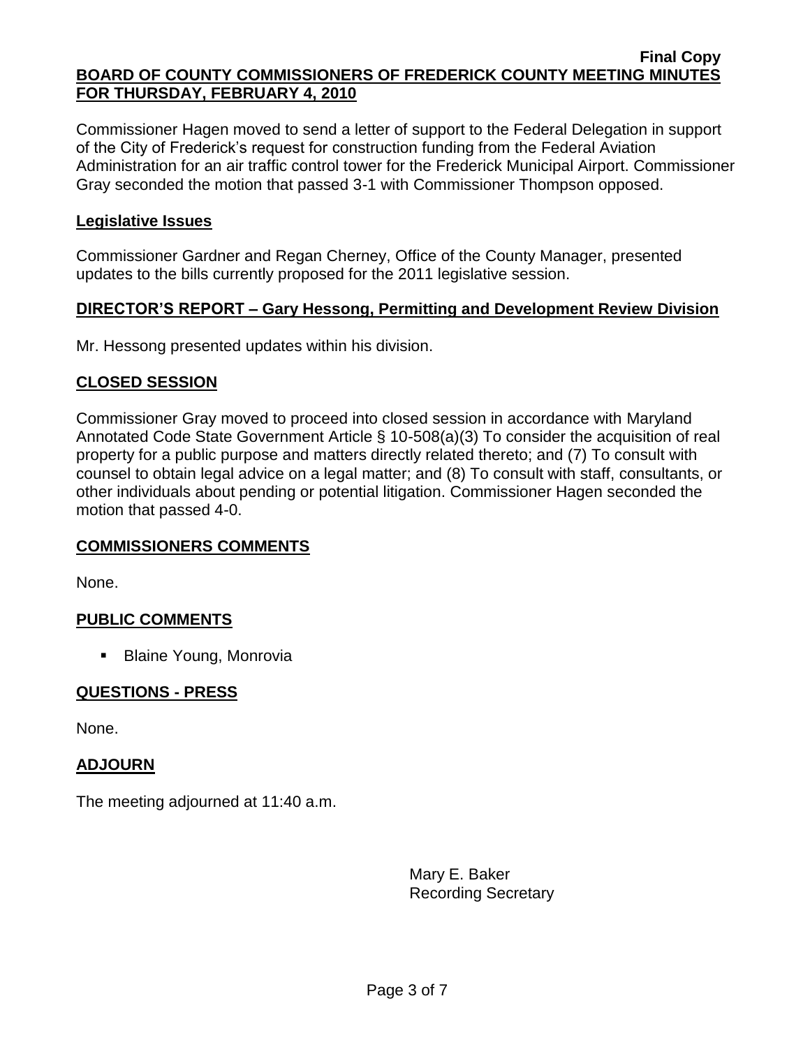Commissioner Hagen moved to send a letter of support to the Federal Delegation in support of the City of Frederick's request for construction funding from the Federal Aviation Administration for an air traffic control tower for the Frederick Municipal Airport. Commissioner Gray seconded the motion that passed 3-1 with Commissioner Thompson opposed.

## Legislative Issues

Commissioner Gardner and Regan Cherney, Office of the County Manager, presented updates to the bills currently proposed for the 2011 legislative session.

## DIRECTOR'S REPORT – Gary Hessong, Permitting and Development Review Division

Mr. Hessong presented updates within his division.

## CLOSED SESSION

Commissioner Gray moved to proceed into closed session in accordance with Maryland Annotated Code State Government Article § 10-508(a)(3) To consider the acquisition of real property for a public purpose and matters directly related thereto; and (7) To consult with counsel to obtain legal advice on a legal matter; and (8) To consult with staff, consultants, or other individuals about pending or potential litigation. Commissioner Hagen seconded the motion that passed 4-0.

## COMMISSIONERS COMMENTS

None.

## PUBLIC COMMENTS

- Blaine Young, Monrovia

## QUESTIONS - PRESS

None.

## ADJOURN

The meeting adjourned at 11:40 a.m.

Mary E. Baker
Recording Secretary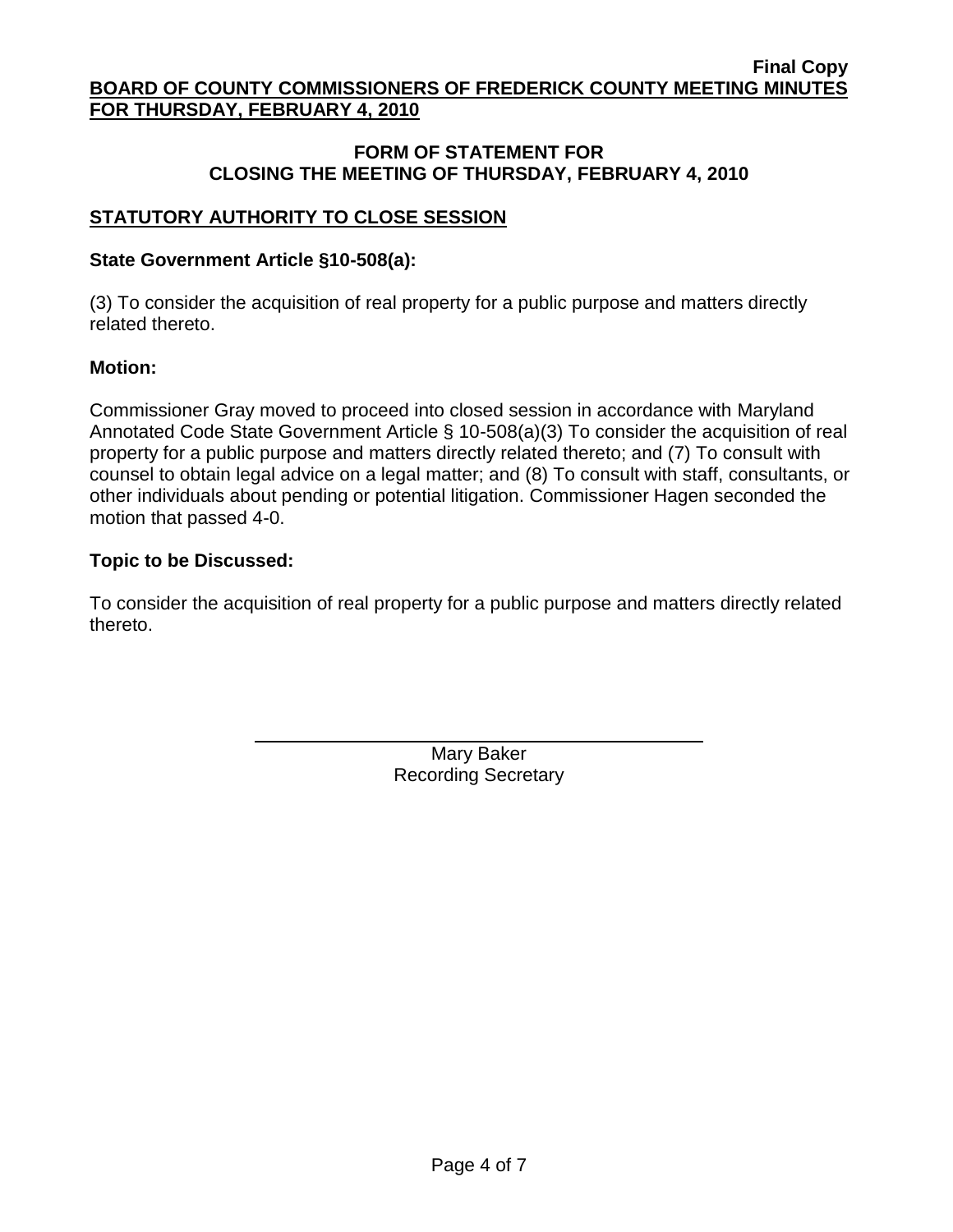**Final Copy**

**BOARD OF COUNTY COMMISSIONERS OF FREDERICK COUNTY MEETING MINUTES FOR THURSDAY, FEBRUARY 4, 2010**

## FORM OF STATEMENT FOR CLOSING THE MEETING OF THURSDAY, FEBRUARY 4, 2010

### STATUTORY AUTHORITY TO CLOSE SESSION

**State Government Article §10-508(a):**

(3) To consider the acquisition of real property for a public purpose and matters directly related thereto.

**Motion:**

Commissioner Gray moved to proceed into closed session in accordance with Maryland Annotated Code State Government Article § 10-508(a)(3) To consider the acquisition of real property for a public purpose and matters directly related thereto; and (7) To consult with counsel to obtain legal advice on a legal matter; and (8) To consult with staff, consultants, or other individuals about pending or potential litigation. Commissioner Hagen seconded the motion that passed 4-0.

**Topic to be Discussed:**

To consider the acquisition of real property for a public purpose and matters directly related thereto.

Mary Baker
Recording Secretary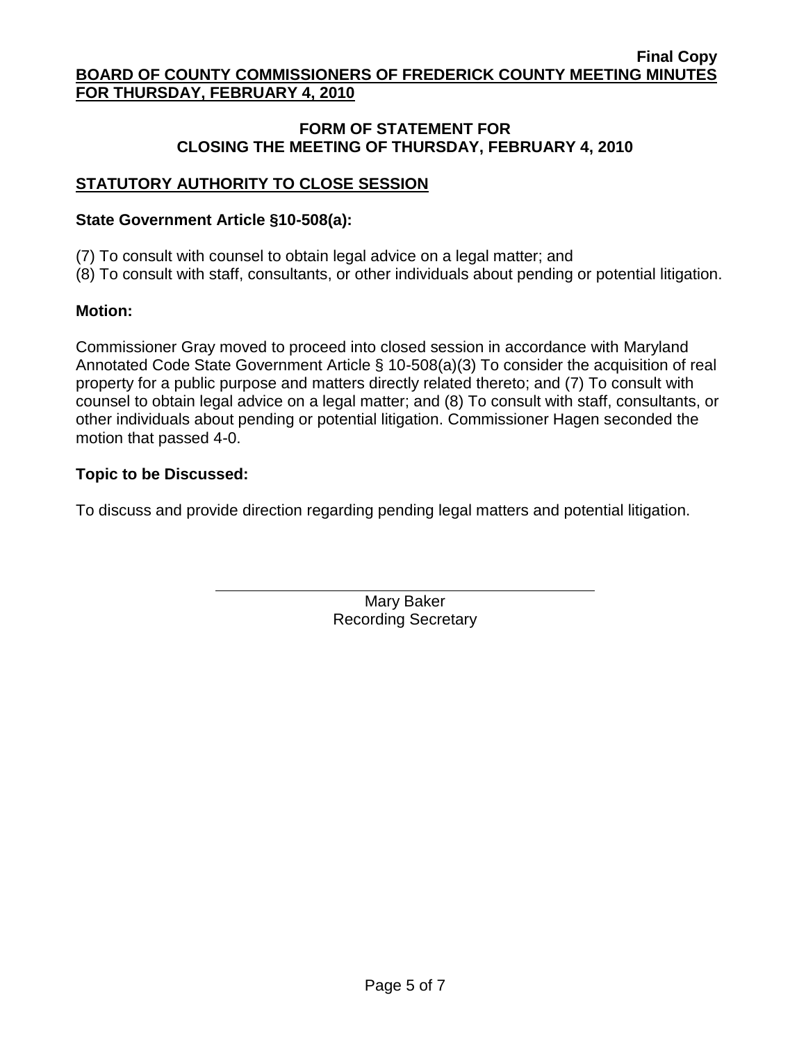**Final Copy**

**BOARD OF COUNTY COMMISSIONERS OF FREDERICK COUNTY MEETING MINUTES FOR THURSDAY, FEBRUARY 4, 2010**

## FORM OF STATEMENT FOR CLOSING THE MEETING OF THURSDAY, FEBRUARY 4, 2010

### STATUTORY AUTHORITY TO CLOSE SESSION

**State Government Article §10-508(a):**

(7) To consult with counsel to obtain legal advice on a legal matter; and
(8) To consult with staff, consultants, or other individuals about pending or potential litigation.

**Motion:**

Commissioner Gray moved to proceed into closed session in accordance with Maryland Annotated Code State Government Article § 10-508(a)(3) To consider the acquisition of real property for a public purpose and matters directly related thereto; and (7) To consult with counsel to obtain legal advice on a legal matter; and (8) To consult with staff, consultants, or other individuals about pending or potential litigation. Commissioner Hagen seconded the motion that passed 4-0.

**Topic to be Discussed:**

To discuss and provide direction regarding pending legal matters and potential litigation.

Mary Baker
Recording Secretary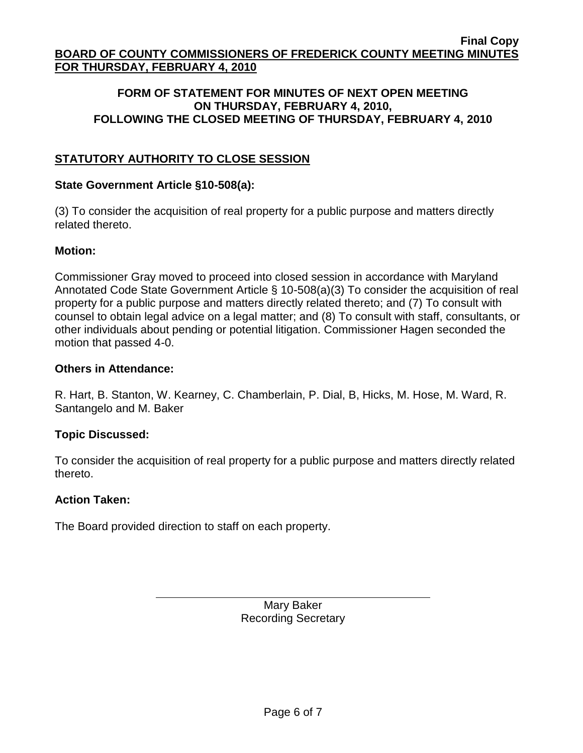**Final Copy**

**BOARD OF COUNTY COMMISSIONERS OF FREDERICK COUNTY MEETING MINUTES FOR THURSDAY, FEBRUARY 4, 2010**

**FORM OF STATEMENT FOR MINUTES OF NEXT OPEN MEETING ON THURSDAY, FEBRUARY 4, 2010, FOLLOWING THE CLOSED MEETING OF THURSDAY, FEBRUARY 4, 2010**

## STATUTORY AUTHORITY TO CLOSE SESSION

**State Government Article §10-508(a):**

(3) To consider the acquisition of real property for a public purpose and matters directly related thereto.

**Motion:**

Commissioner Gray moved to proceed into closed session in accordance with Maryland Annotated Code State Government Article § 10-508(a)(3) To consider the acquisition of real property for a public purpose and matters directly related thereto; and (7) To consult with counsel to obtain legal advice on a legal matter; and (8) To consult with staff, consultants, or other individuals about pending or potential litigation. Commissioner Hagen seconded the motion that passed 4-0.

**Others in Attendance:**

R. Hart, B. Stanton, W. Kearney, C. Chamberlain, P. Dial, B, Hicks, M. Hose, M. Ward, R. Santangelo and M. Baker

**Topic Discussed:**

To consider the acquisition of real property for a public purpose and matters directly related thereto.

**Action Taken:**

The Board provided direction to staff on each property.

Mary Baker
Recording Secretary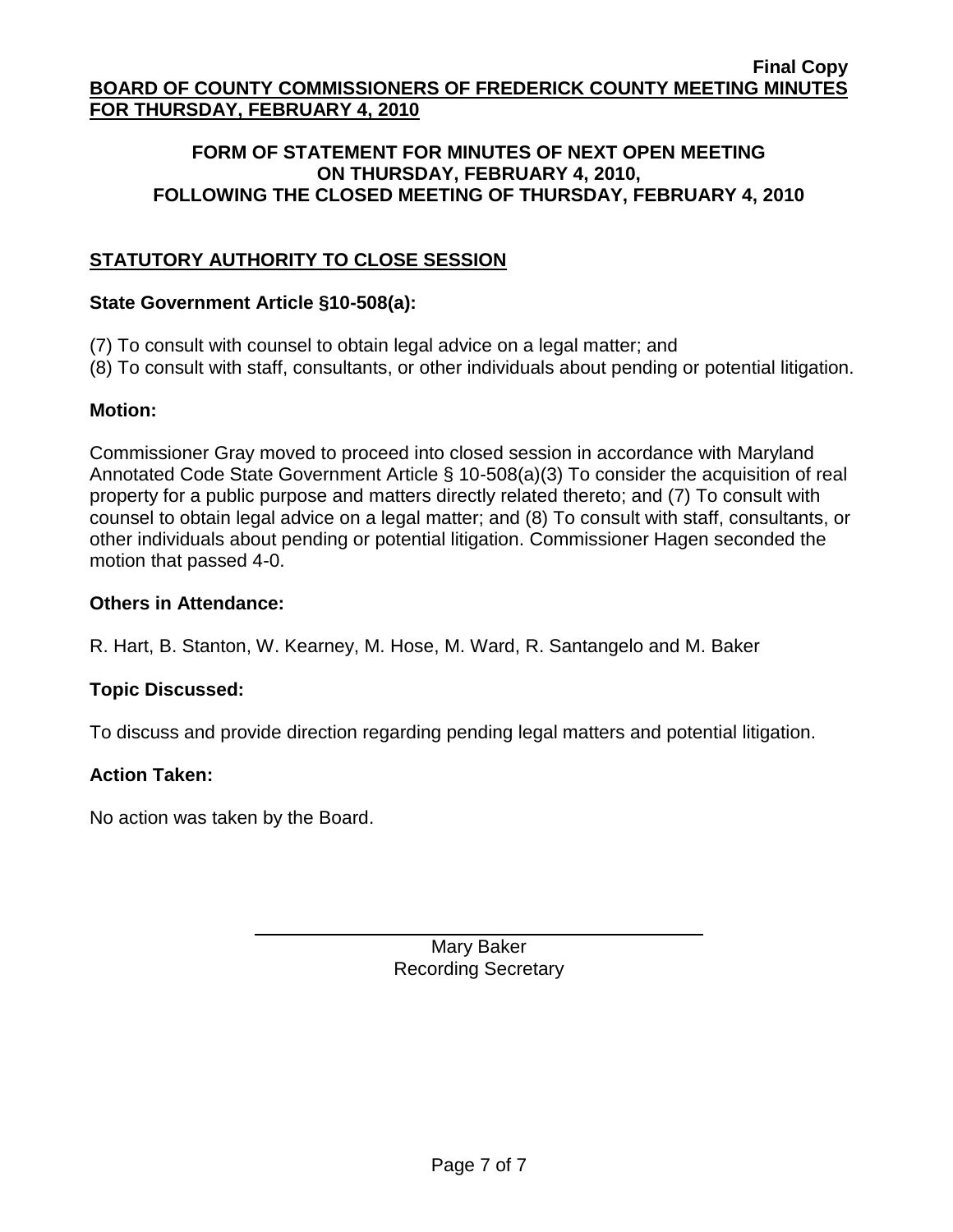**Final Copy**

**BOARD OF COUNTY COMMISSIONERS OF FREDERICK COUNTY MEETING MINUTES FOR THURSDAY, FEBRUARY 4, 2010**

**FORM OF STATEMENT FOR MINUTES OF NEXT OPEN MEETING ON THURSDAY, FEBRUARY 4, 2010, FOLLOWING THE CLOSED MEETING OF THURSDAY, FEBRUARY 4, 2010**

## STATUTORY AUTHORITY TO CLOSE SESSION

### State Government Article §10-508(a):

(7) To consult with counsel to obtain legal advice on a legal matter; and
(8) To consult with staff, consultants, or other individuals about pending or potential litigation.

### Motion:

Commissioner Gray moved to proceed into closed session in accordance with Maryland Annotated Code State Government Article § 10-508(a)(3) To consider the acquisition of real property for a public purpose and matters directly related thereto; and (7) To consult with counsel to obtain legal advice on a legal matter; and (8) To consult with staff, consultants, or other individuals about pending or potential litigation. Commissioner Hagen seconded the motion that passed 4-0.

### Others in Attendance:

R. Hart, B. Stanton, W. Kearney, M. Hose, M. Ward, R. Santangelo and M. Baker

### Topic Discussed:

To discuss and provide direction regarding pending legal matters and potential litigation.

### Action Taken:

No action was taken by the Board.

Mary Baker
Recording Secretary